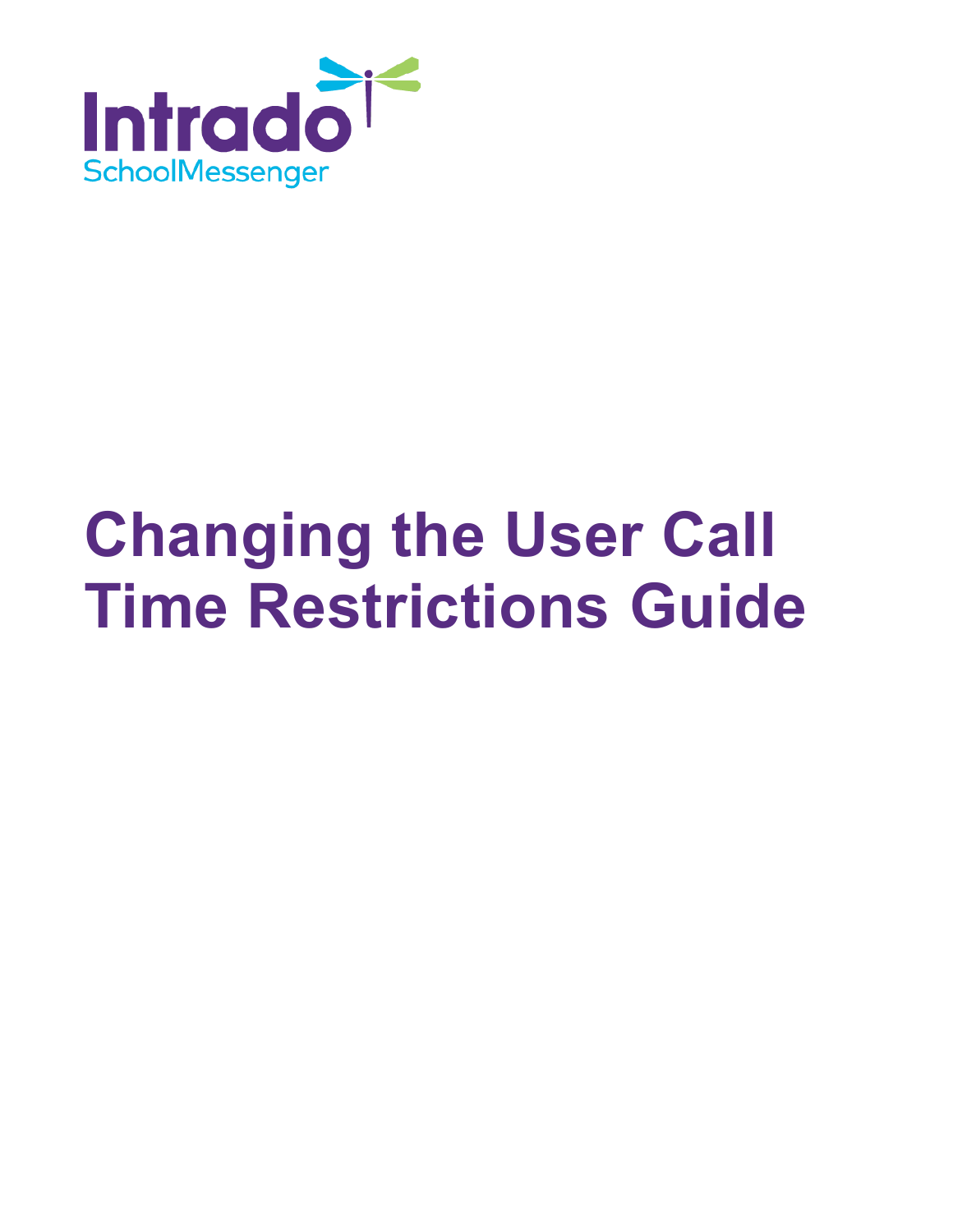Intrado

SchoolMessenger

# Changing the User Call Time Restrictions Guide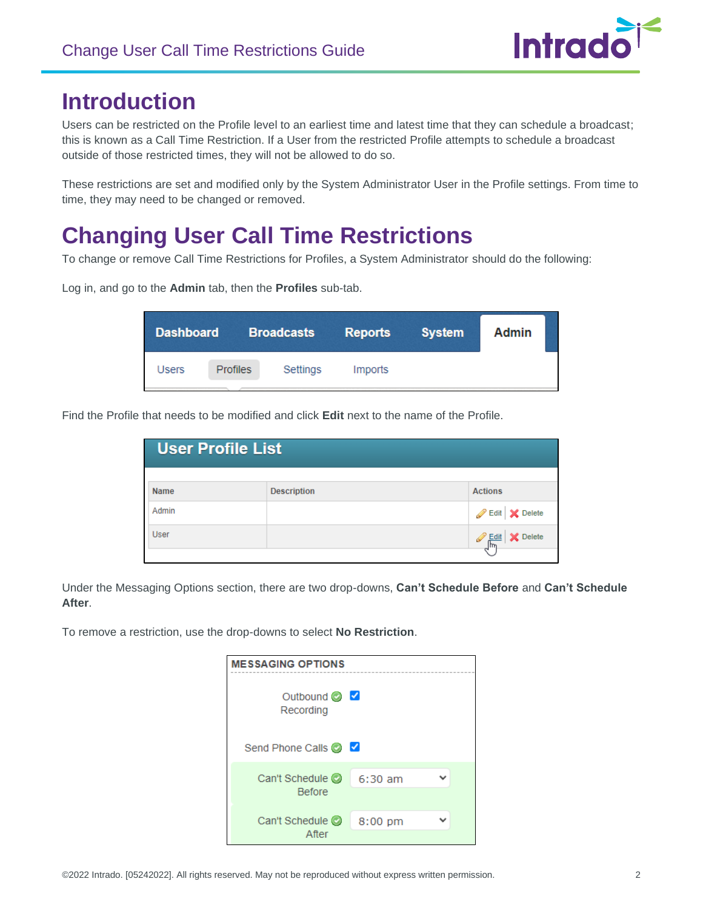# Introduction

Users can be restricted on the Profile level to an earliest time and latest time that they can schedule a broadcast; this is known as a Call Time Restriction. If a User from the restricted Profile attempts to schedule a broadcast outside of those restricted times, they will not be allowed to do so.

These restrictions are set and modified only by the System Administrator User in the Profile settings. From time to time, they may need to be changed or removed.

# Changing User Call Time Restrictions

To change or remove Call Time Restrictions for Profiles, a System Administrator should do the following:

Log in, and go to the **Admin** tab, then the **Profiles** sub-tab.

Find the Profile that needs to be modified and click **Edit** next to the name of the Profile.

Under the Messaging Options section, there are two drop-downs, **Can't Schedule Before** and **Can't Schedule After**.

To remove a restriction, use the drop-downs to select **No Restriction**.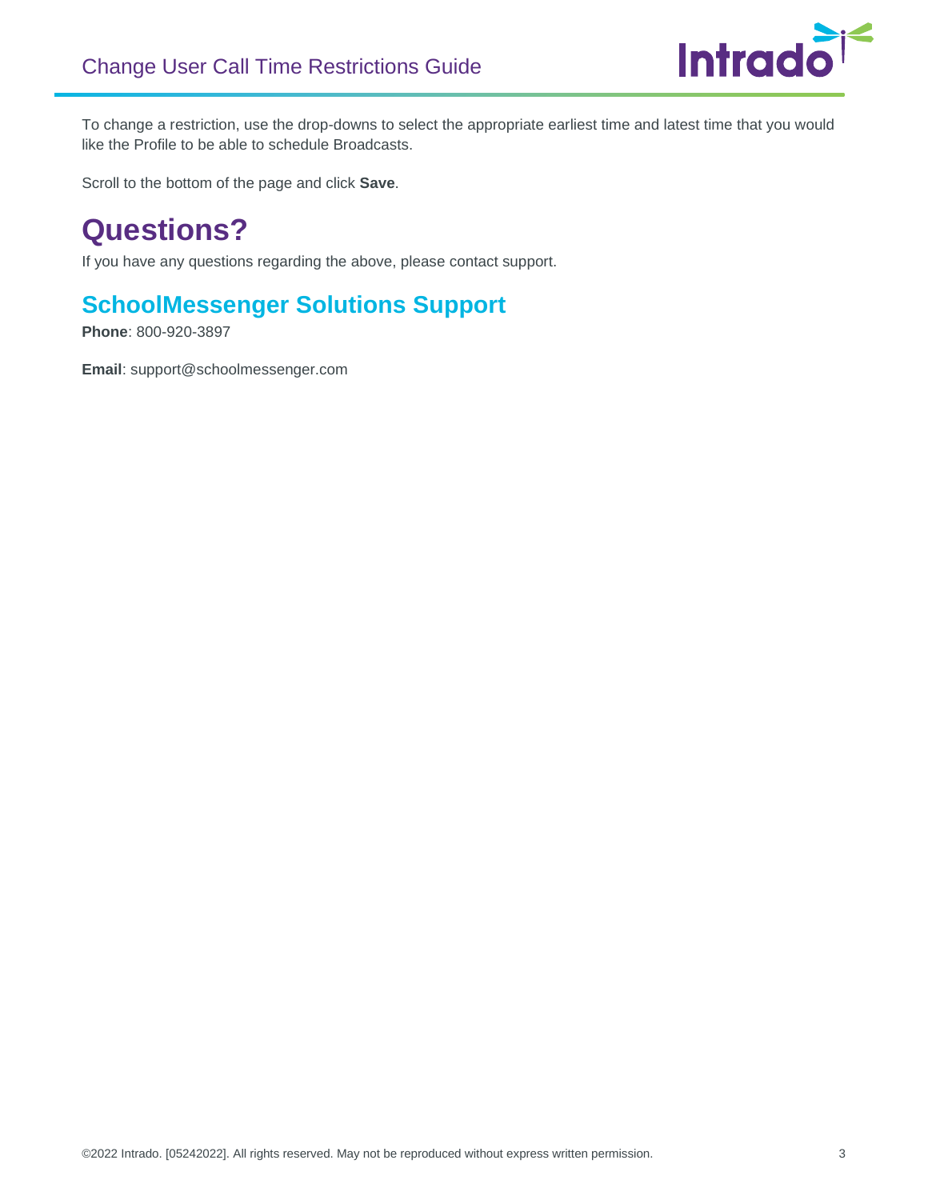To change a restriction, use the drop-downs to select the appropriate earliest time and latest time that you would like the Profile to be able to schedule Broadcasts.

Scroll to the bottom of the page and click **Save**.

# Questions?

If you have any questions regarding the above, please contact support.

## SchoolMessenger Solutions Support

**Phone**: 800-920-3897

**Email**: support@schoolmessenger.com